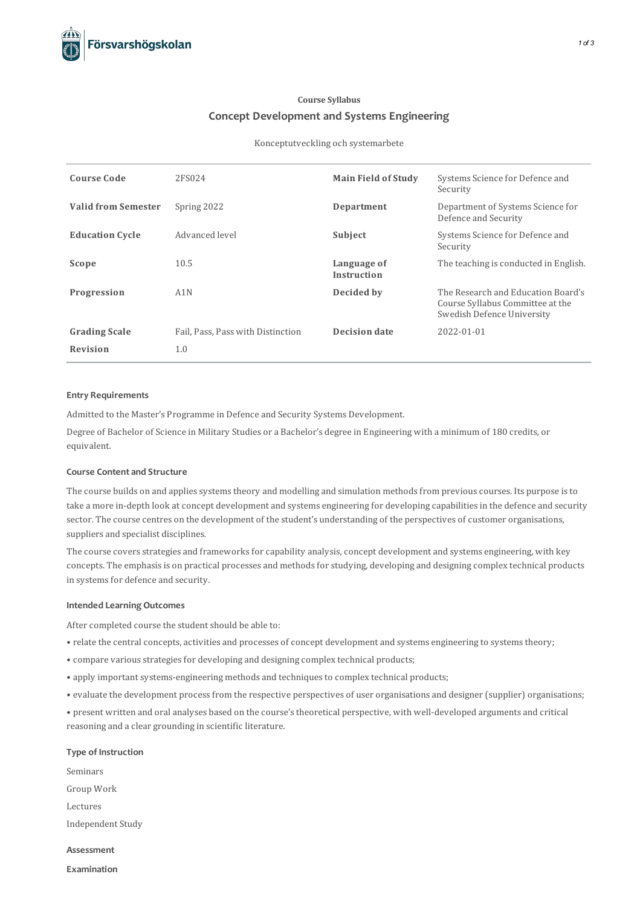Course Syllabus

# Concept Development and Systems Engineering

Konceptutveckling och systemarbete

| | | | |
|---|---|---|---|
| **Course Code** | 2FS024 | **Main Field of Study** | Systems Science for Defence and Security |
| **Valid from Semester** | Spring 2022 | **Department** | Department of Systems Science for Defence and Security |
| **Education Cycle** | Advanced level | **Subject** | Systems Science for Defence and Security |
| **Scope** | 10.5 | **Language of Instruction** | The teaching is conducted in English. |
| **Progression** | A1N | **Decided by** | The Research and Education Board's Course Syllabus Committee at the Swedish Defence University |
| **Grading Scale** | Fail, Pass, Pass with Distinction | **Decision date** | 2022-01-01 |
| **Revision** | 1.0 | | |

### Entry Requirements

Admitted to the Master's Programme in Defence and Security Systems Development.

Degree of Bachelor of Science in Military Studies or a Bachelor's degree in Engineering with a minimum of 180 credits, or equivalent.

### Course Content and Structure

The course builds on and applies systems theory and modelling and simulation methods from previous courses. Its purpose is to take a more in-depth look at concept development and systems engineering for developing capabilities in the defence and security sector. The course centres on the development of the student's understanding of the perspectives of customer organisations, suppliers and specialist disciplines.

The course covers strategies and frameworks for capability analysis, concept development and systems engineering, with key concepts. The emphasis is on practical processes and methods for studying, developing and designing complex technical products in systems for defence and security.

### Intended Learning Outcomes

After completed course the student should be able to:

• relate the central concepts, activities and processes of concept development and systems engineering to systems theory;

• compare various strategies for developing and designing complex technical products;

• apply important systems-engineering methods and techniques to complex technical products;

• evaluate the development process from the respective perspectives of user organisations and designer (supplier) organisations;

• present written and oral analyses based on the course's theoretical perspective, with well-developed arguments and critical reasoning and a clear grounding in scientific literature.

### Type of Instruction

Seminars

Group Work

Lectures

Independent Study

### Assessment

#### Examination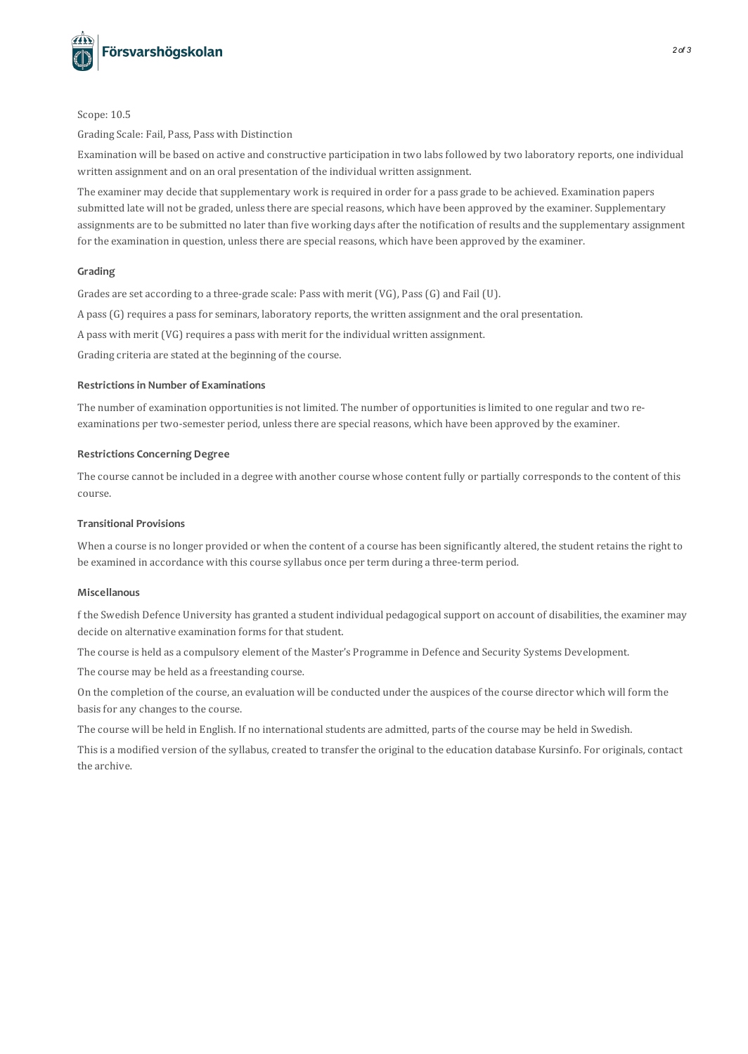Scope: 10.5

Grading Scale: Fail, Pass, Pass with Distinction

Examination will be based on active and constructive participation in two labs followed by two laboratory reports, one individual written assignment and on an oral presentation of the individual written assignment.

The examiner may decide that supplementary work is required in order for a pass grade to be achieved. Examination papers submitted late will not be graded, unless there are special reasons, which have been approved by the examiner. Supplementary assignments are to be submitted no later than five working days after the notification of results and the supplementary assignment for the examination in question, unless there are special reasons, which have been approved by the examiner.

### Grading

Grades are set according to a three-grade scale: Pass with merit (VG), Pass (G) and Fail (U).

A pass (G) requires a pass for seminars, laboratory reports, the written assignment and the oral presentation.

A pass with merit (VG) requires a pass with merit for the individual written assignment.

Grading criteria are stated at the beginning of the course.

### Restrictions in Number of Examinations

The number of examination opportunities is not limited. The number of opportunities is limited to one regular and two re-examinations per two-semester period, unless there are special reasons, which have been approved by the examiner.

### Restrictions Concerning Degree

The course cannot be included in a degree with another course whose content fully or partially corresponds to the content of this course.

### Transitional Provisions

When a course is no longer provided or when the content of a course has been significantly altered, the student retains the right to be examined in accordance with this course syllabus once per term during a three-term period.

### Miscellanous

f the Swedish Defence University has granted a student individual pedagogical support on account of disabilities, the examiner may decide on alternative examination forms for that student.

The course is held as a compulsory element of the Master's Programme in Defence and Security Systems Development.

The course may be held as a freestanding course.

On the completion of the course, an evaluation will be conducted under the auspices of the course director which will form the basis for any changes to the course.

The course will be held in English. If no international students are admitted, parts of the course may be held in Swedish.

This is a modified version of the syllabus, created to transfer the original to the education database Kursinfo. For originals, contact the archive.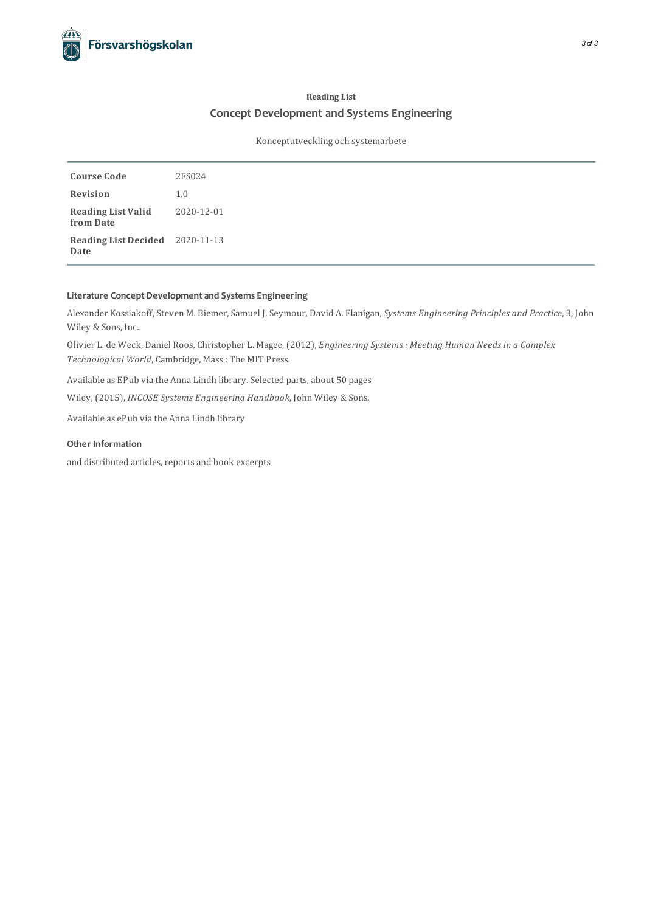Reading List

# Concept Development and Systems Engineering

Konceptutveckling och systemarbete

| | |
|---|---|
| **Course Code** | 2FS024 |
| **Revision** | 1.0 |
| **Reading List Valid from Date** | 2020-12-01 |
| **Reading List Decided Date** | 2020-11-13 |

### Literature Concept Development and Systems Engineering

Alexander Kossiakoff, Steven M. Biemer, Samuel J. Seymour, David A. Flanigan, *Systems Engineering Principles and Practice*, 3, John Wiley & Sons, Inc..

Olivier L. de Weck, Daniel Roos, Christopher L. Magee, (2012), *Engineering Systems : Meeting Human Needs in a Complex Technological World*, Cambridge, Mass : The MIT Press.

Available as EPub via the Anna Lindh library. Selected parts, about 50 pages

Wiley, (2015), *INCOSE Systems Engineering Handbook*, John Wiley & Sons.

Available as ePub via the Anna Lindh library

### Other Information

and distributed articles, reports and book excerpts